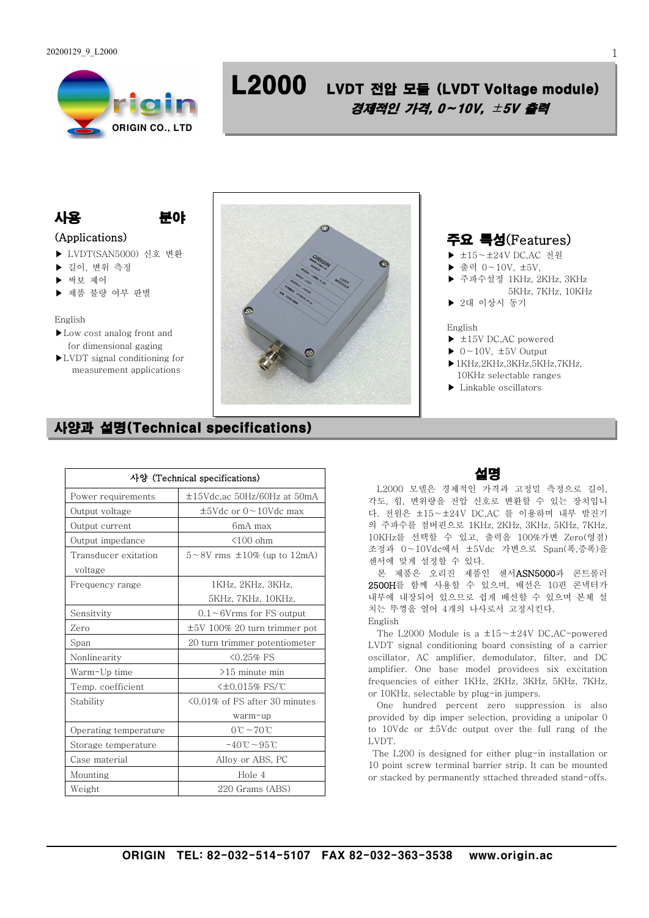20200129_9_L2000

ORIGIN CO., LTD

# L2000 LVDT 전압 모듈 (LVDT Voltage module)

***경제적인 가격, 0~10V, ±5V 출력***

## 사용 분야

(Applications)

- ▶ LVDT(SAN5000) 신호 변환
- ▶ 길이, 변위 측정
- ▶ 써보 제어
- ▶ 제품 불량 여부 판별

English

- ▶Low cost analog front and for dimensional gaging
- ▶LVDT signal conditioning for measurement applications

## 주요 특성(Features)

- ▶ ±15~±24V DC,AC 전원
- ▶ 출력 0~10V, ±5V,
- ▶ 주파수설정 1KHz, 2KHz, 3KHz 5KHz, 7KHz, 10KHz
- ▶ 2대 이상시 동기

English

- ▶ ±15V DC,AC powered
- ▶ 0~10V, ±5V Output
- ▶1KHz,2KHz,3KHz,5KHz,7KHz, 10KHz selectable ranges
- ▶ Linkable oscillators

## 사양과 설명(Technical specifications)

| 사양 (Technical specifications) | |
|---|---|
| Power requirements | ±15Vdc,ac 50Hz/60Hz at 50mA |
| Output voltage | ±5Vdc or 0~10Vdc max |
| Output current | 6mA max |
| Output impedance | <100 ohm |
| Transducer exitation voltage | 5~8V rms ±10% (up to 12mA) |
| Frequency range | 1KHz, 2KHz, 3KHz, 5KHz, 7KHz, 10KHz, |
| Sensitvity | 0.1~6Vrms for FS output |
| Zero | ±5V 100% 20 turn trimmer pot |
| Span | 20 turn trimmer potentiometer |
| Nonlinearity | <0.25% FS |
| Warm-Up time | >15 minute min |
| Temp. coefficient | <±0.015% FS/℃ |
| Stability | <0.01% of FS after 30 minutes warm-up |
| Operating temperature | 0℃~70℃ |
| Storage temperature | -40℃~95℃ |
| Case material | Alloy or ABS, PC |
| Mounting | Hole 4 |
| Weight | 220 Grams (ABS) |

### 설명

L2000 모델은 경제적인 가격과 고정밀 측정으로 길이, 각도, 힘, 변위량을 전압 신호로 변환할 수 있는 장치입니다. 전원은 ±15~±24V DC,AC 를 이용하며 내부 발진기의 주파수를 점버핀으로 1KHz, 2KHz, 3KHz, 5KHz, 7KHz, 10KHz를 선택할 수 있고, 출력을 100%가변 Zero(영점) 조정과 0~10Vdc에서 ±5Vdc 가변으로 Span(폭,증폭)을 센서에 맞게 설정할 수 있다.

본 제품은 오리진 제품인 센서ASN5000과 콘트롤러 2500H를 함께 사용할 수 있으며, 배선은 10핀 콘넥터가 내부에 내장되어 있으므로 쉽게 배선할 수 있으며 본체 설치는 뚜껑을 열어 4개의 나사로서 고정시킨다.

English

The L2000 Module is a ±15~±24V DC,AC-powered LVDT signal conditioning board consisting of a carrier oscillator, AC amplifier, demodulator, filter, and DC amplifier. One base model providees six excitation frequencies of either 1KHz, 2KHz, 3KHz, 5KHz, 7KHz, or 10KHz, selectable by plug-in jumpers.

One hundred percent zero suppression is also provided by dip imper selection, providing a unipolar 0 to 10Vdc or ±5Vdc output over the full rang of the LVDT.

The L200 is designed for either plug-in installation or 10 point screw terminal barrier strip. It can be mounted or stacked by permanently sttached threaded stand-offs.

ORIGIN TEL: 82-032-514-5107 FAX 82-032-363-3538 www.origin.ac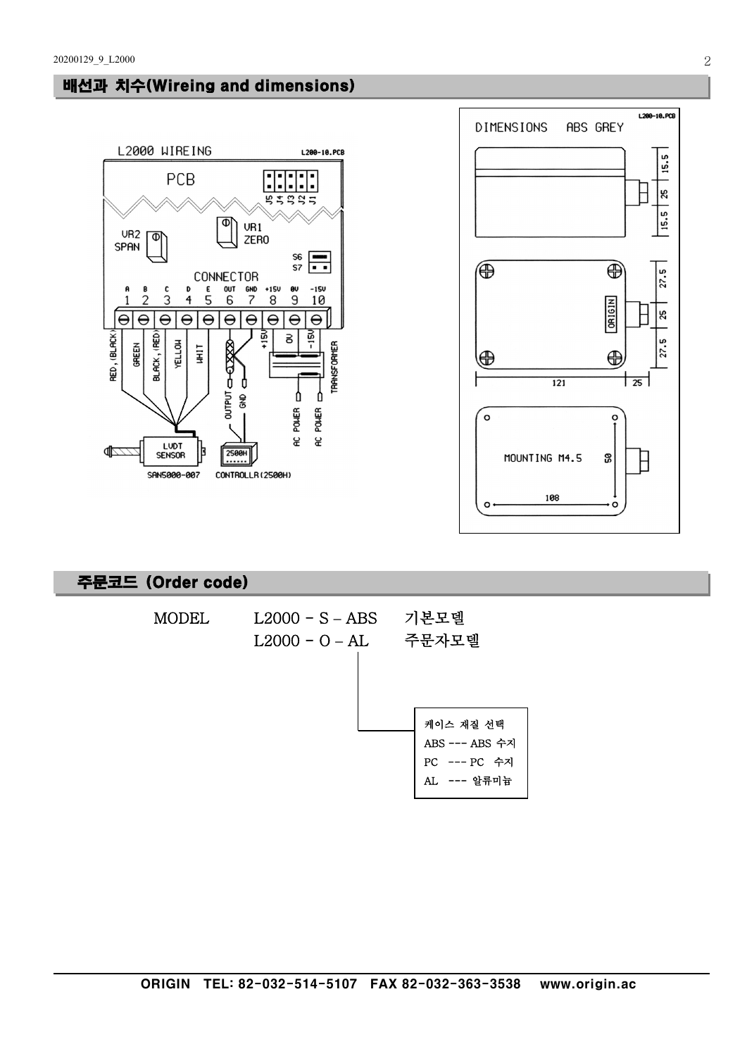## 배선과 치수(Wireing and dimensions)

L2000 WIREING

L200-10.PCB

PCB

J5 J4 J3 J2 J1

VR2 SPAN

VR1 ZERO

S6

S7

CONNECTOR

A B C D E OUT GND +15V 0V -15V

1 2 3 4 5 6 7 8 9 10

RED,(BLACK) GREEN BLACK,(RED) YELLOW WHIT

OUTPUT GND

+15V 0V -15V

TRANSFORMER

AC POWER AC POWER

LVDT SENSOR

SAN5000-007

2500H

CONTROLLR(2500H)

DIMENSIONS ABS GREY

L200-10.PCB

15.5 25 15.5

ORIGIN

27.5 25 27.5

121 25

MOUNTING M4.5

50

108

## 주문코드 (Order code)

| | | |
|---|---|---|
| MODEL | L2000 - S – ABS | 기본모델 |
| | L2000 - O – AL | 주문자모델 |

케이스 재질 선택

ABS --- ABS 수지

PC --- PC 수지

AL --- 알류미늄

ORIGIN TEL: 82-032-514-5107 FAX 82-032-363-3538 www.origin.ac